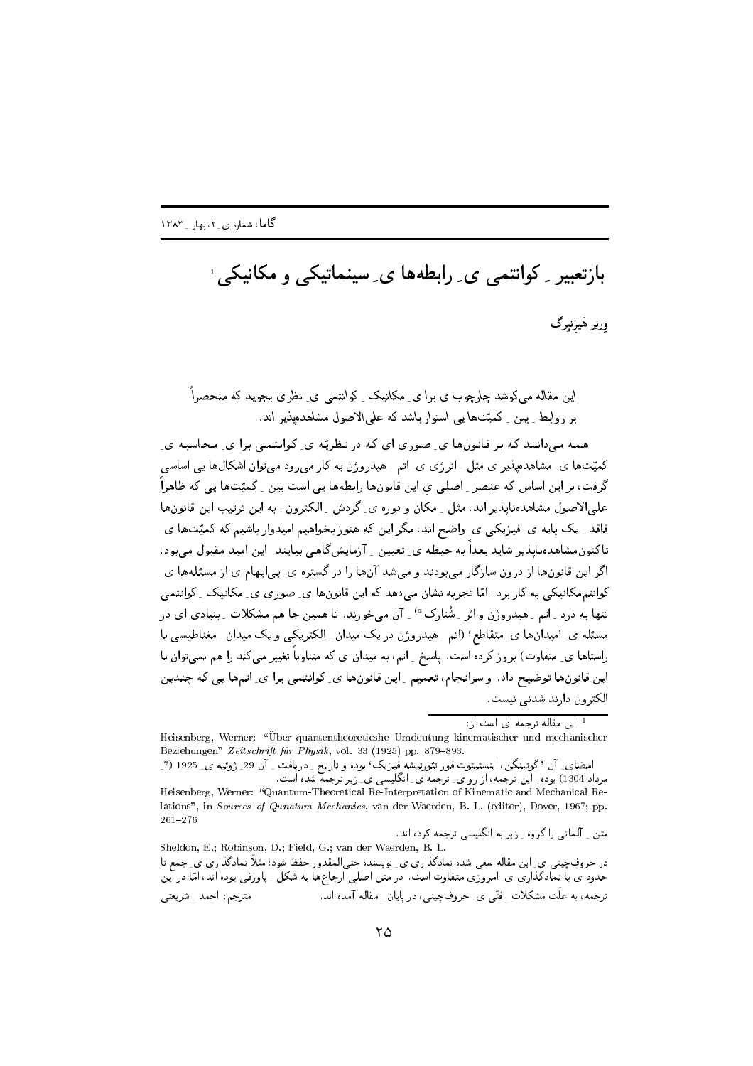# بازتعبیر ـ کوانتمی ی ـ رابطه‌ها ی ـ سینماتیکی و مکانیکی [1]

ورنر هَیزِنبرگ

این مقاله می‌کوشد چارچوب ی برا ی ـ مکانیک ـ کوانتمی ی ـ نظری بجوید که منحصراً بر روابط ـ بین ـ کمیّت‌ها یی استوار باشد که علی‌الاصول مشاهده‌پذیر اند.

همه می‌دانند که بر قانون‌ها ی ـ صوری ای که در نظریّه ی ـ کوانتمی برا ی ـ محاسبه ی ـ کمیّت‌ها ی ـ مشاهده‌پذیر ی مثل ـ انرژی ی ـ اتم ـ هیدروژن به کار می‌رود می‌توان اشکال‌ها یی اساسی گرفت، بر این اساس که عنصر ـ اصلی ی این قانون‌ها رابطه‌ها یی است بین ـ کمیّت‌ها یی که ظاهراً علی‌الاصول مشاهده‌ناپذیر اند، مثل ـ مکان و دوره ی ـ گردش ـ الکترون. به این ترتیب این قانون‌ها فاقد ـ یک پایه ی ـ فیزیکی ی ـ واضح اند، مگر این که هنوز بخواهیم امیدوار باشیم که کمیّت‌ها ی ـ تاکنون‌مشاهده‌ناپذیر شاید بعداً به حیطه ی ـ تعیین ـ آزمایش‌گاهی بیایند. این امید مقبول می‌بود، اگر این قانون‌ها از درون سازگار می‌بودند و می‌شد آن‌ها را در گستره ی ـ بی‌ابهام ی از مسئله‌ها ی ـ کوانتم‌مکانیکی به کار برد. امّا تجربه نشان می‌دهد که این قانون‌ها ی ـ صوری ی ـ مکانیک ـ کوانتمی تنها به درد ـ اتم ـ هیدروژن و اثر ـ شْتارک [a] ـ آن می‌خورند. تا همین جا هم مشکلات ـ بنیادی ای در مسئله ی 'میدان‌ها ی ـ متقاطع' (اتم ـ هیدروژن در یک میدان ـ الکتریکی و یک میدان ـ مغناطیسی با راستاها ی ـ متفاوت) بروز کرده است. پاسخ ـ اتم، به میدان ی که متناوباً تغییر می‌کند را هم نمی‌توان با این قانون‌ها توضیح داد. و سرانجام، تعمیم ـ این قانون‌ها ی ـ کوانتمی برا ی ـ اتم‌ها یی که چندین الکترون دارند شدنی نیست.

---

[1] این مقاله ترجمه ای است از:

Heisenberg, Werner: "Über quantentheoreticshe Umdeutung kinematischer und mechanischer Beziehungen" *Zeitschrift für Physik*, vol. 33 (1925) pp. 879–893.

امضای ـ آن 'گوتینگن، اینستیتوت فور تئورتیشه فیزیک' بوده و تاریخ ـ دریافت ـ آن 29 ـ ژوئیه ی ـ 1925 (7 ـ مرداد 1304) بوده. این ترجمه، از رو ی ـ ترجمه ی ـ انگلیسی ی ـ زیر ترجمه شده است.

Heisenberg, Werner: "Quantum-Theoretical Re-Interpretation of Kinematic and Mechanical Relations", in *Sources of Qunatum Mechanics*, van der Waerden, B. L. (editor), Dover, 1967; pp. 261–276

متن ـ آلمانی را گروه ـ زیر به انگلیسی ترجمه کرده اند.

Sheldon, E.; Robinson, D.; Field, G.; van der Waerden, B. L.

در حروف‌چینی ی ـ این مقاله سعی شده نمادگذاری ی ـ نویسنده حتی‌المقدور حفظ شود؛ مثلاً نمادگذاری ی ـ جمع تا حدود ی با نمادگذاری ی ـ امروزی متفاوت است. در متن اصلی ارجاع‌ها به شکل ـ پاورقی بوده اند، امّا در این ترجمه، به علّت مشکلات ـ فنّی ی ـ حروف‌چینی، در پایان ـ مقاله آمده اند. مترجم: احمد ـ شریعتی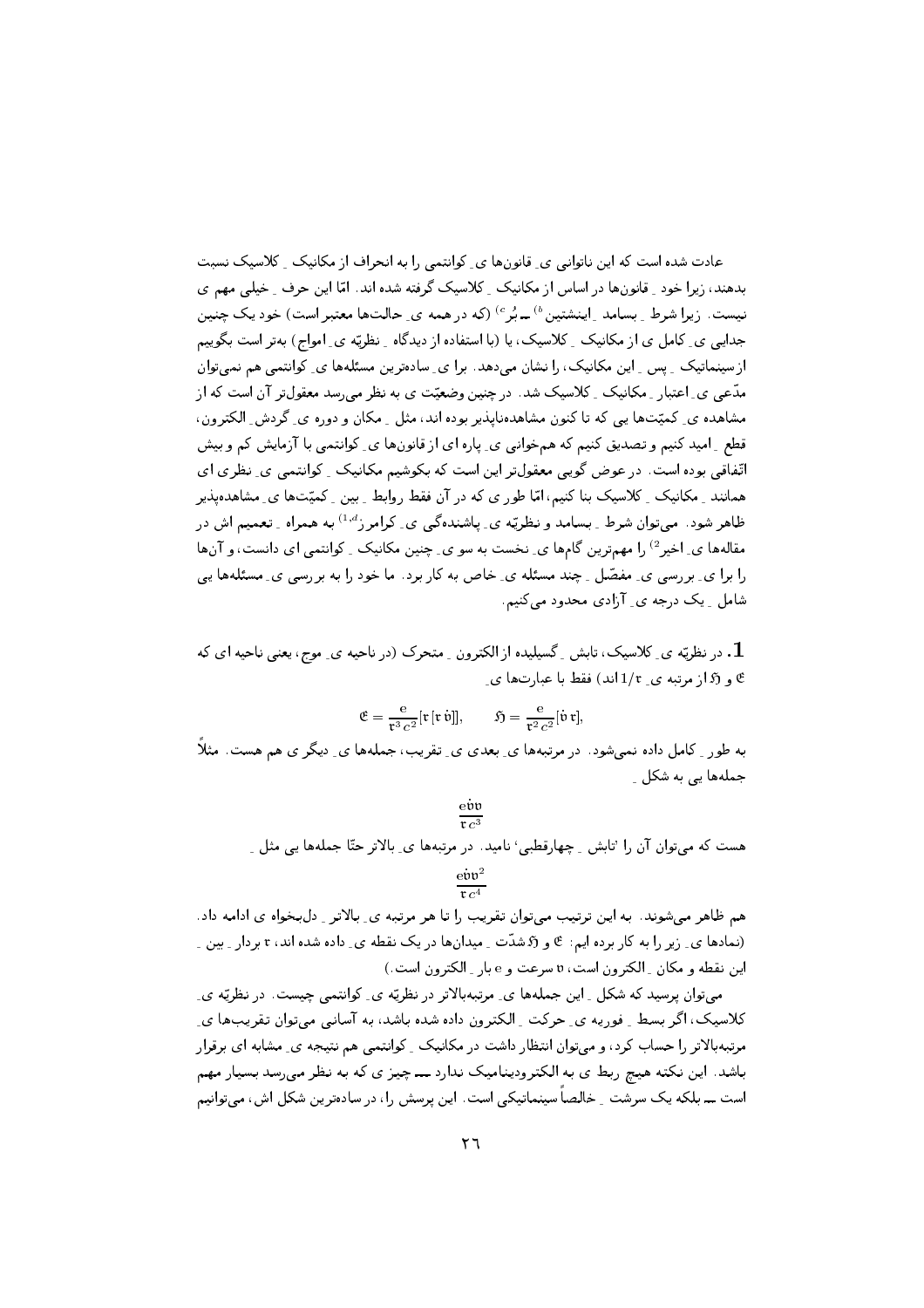عادت شده است که این ناتوانی ی ِ قانون‌ها ی ِ کوانتمی را به انحراف از مکانیک ِ کلاسیک نسبت بدهند، زیرا خود ِ قانون‌ها در اساس از مکانیک ِ کلاسیک گرفته شده اند. امّا این حرف ِ خیلی مهم ی نیست. زیرا شرط ِ بسامد ِ اینشتین[b] ـ بُر[c] (که در همه ی ِ حالت‌ها معتبر است) خود یک چنین جدایی ی ِ کامل ی از مکانیک ِ کلاسیک، یا (با استفاده از دیدگاه ِ نظریّه ی ِ امواج) به‌تر است بگوییم از سینماتیک ِ پس ِ این مکانیک، را نشان می‌دهد. برا ی ِ ساده‌ترین مسئله‌ها ی ِ کوانتمی هم نمی‌توان مدّعی ی ِ اعتبار ِ مکانیک ِ کلاسیک شد. در چنین وضعیّت ی به نظر می‌رسد معقول‌تر آن است که از مشاهده ی ِ کمیّت‌ها یی که تا کنون مشاهده‌ناپذیر بوده اند، مثل ِ مکان و دوره ی ِ گردش ِ الکترون، قطع ِ امید کنیم و تصدیق کنیم که هم‌خوانی ی ِ پاره ای از قانون‌ها ی ِ کوانتمی با آزمایش کم و بیش اتّفاقی بوده است. در عوض گویی معقول‌تر این است که بکوشیم مکانیک ِ کوانتمی ی ِ نظری ای همانند ِ مکانیک ِ کلاسیک بنا کنیم، امّا طور ی که در آن فقط روابط ِ بین ِ کمیّت‌ها ی ِ مشاهده‌پذیر ظاهر شود. می‌توان شرط ِ بسامد و نظریّه ی ِ پاشندگی ی ِ کرامرز[1,d] به همراه ِ تعمیم اش در مقاله‌ها ی ِ اخیر[2] را مهم‌ترین گام‌ها ی ِ نخست به سو ی ِ چنین مکانیک ِ کوانتمی ای دانست، و آن‌ها را برا ی ِ بررسی ی ِ مفصّل ِ چند مسئله ی ِ خاص به کار برد. ما خود را به بررسی ی ِ مسئله‌ها یی شامل ِ یک درجه ی ِ آزادی محدود می‌کنیم.

**1.** در نظریّه ی ِ کلاسیک، تابش ِ گسیلیده از الکترون ِ متحرک (در ناحیه ی ِ موج، یعنی ناحیه ای که $\mathfrak{E}$ و $\mathfrak{H}$ از مرتبه ی ِ $1/\mathfrak{r}$ اند) فقط با عبارت‌ها ی ِ

$$\mathfrak{E}=\frac{e}{\mathfrak{r}^3\,c^2}[\mathfrak{r}\,[\mathfrak{r}\,\dot{\mathfrak{v}}]],\qquad \mathfrak{H}=\frac{e}{\mathfrak{r}^2\,c^2}[\dot{\mathfrak{v}}\,\mathfrak{r}],$$

به طور ِ کامل داده نمی‌شود. در مرتبه‌ها ی ِ بعدی ی ِ تقریب، جمله‌ها ی ِ دیگر ی هم هست. مثلاً جمله‌ها یی به شکل ِ

$$\frac{e\dot{\mathfrak{v}}\mathfrak{v}}{\mathfrak{r}\,c^3}$$

هست که می‌توان آن را 'تابش ِ چهارقطبی' نامید. در مرتبه‌ها ی ِ بالاتر حتّا جمله‌ها یی مثل ِ

$$\frac{e\dot{\mathfrak{v}}\mathfrak{v}^2}{\mathfrak{r}\,c^4}$$

هم ظاهر می‌شوند. به این ترتیب می‌توان تقریب را تا هر مرتبه ی ِ بالاتر ِ دل‌بخواه ی ادامه داد. (نمادها ی ِ زیر را به کار برده ایم: $\mathfrak{E}$ و $\mathfrak{H}$ شدّت ِ میدان‌ها در یک نقطه ی ِ داده شده اند، $\mathfrak{r}$ بردار ِ بین ِ این نقطه و مکان ِ الکترون است، $\mathfrak{v}$ سرعت و $e$ بار ِ الکترون است.)

می‌توان پرسید که شکل ِ این جمله‌ها ی ِ مرتبه‌بالاتر در نظریّه ی ِ کوانتمی چیست. در نظریّه ی ِ کلاسیک، اگر بسط ِ فوریه ی ِ حرکت ِ الکترون داده شده باشد، به آسانی می‌توان تقریب‌ها ی ِ مرتبه‌بالاتر را حساب کرد، و می‌توان انتظار داشت در مکانیک ِ کوانتمی هم نتیجه ی ِ مشابه ای برقرار باشد. این نکته هیچ ربط ی به الکترودینامیک ندارد ـــ چیز ی که به نظر می‌رسد بسیار مهم است ـــ بلکه یک سرشت ِ خالصاً سینماتیکی است. این پرسش را، در ساده‌ترین شکل اش، می‌توانیم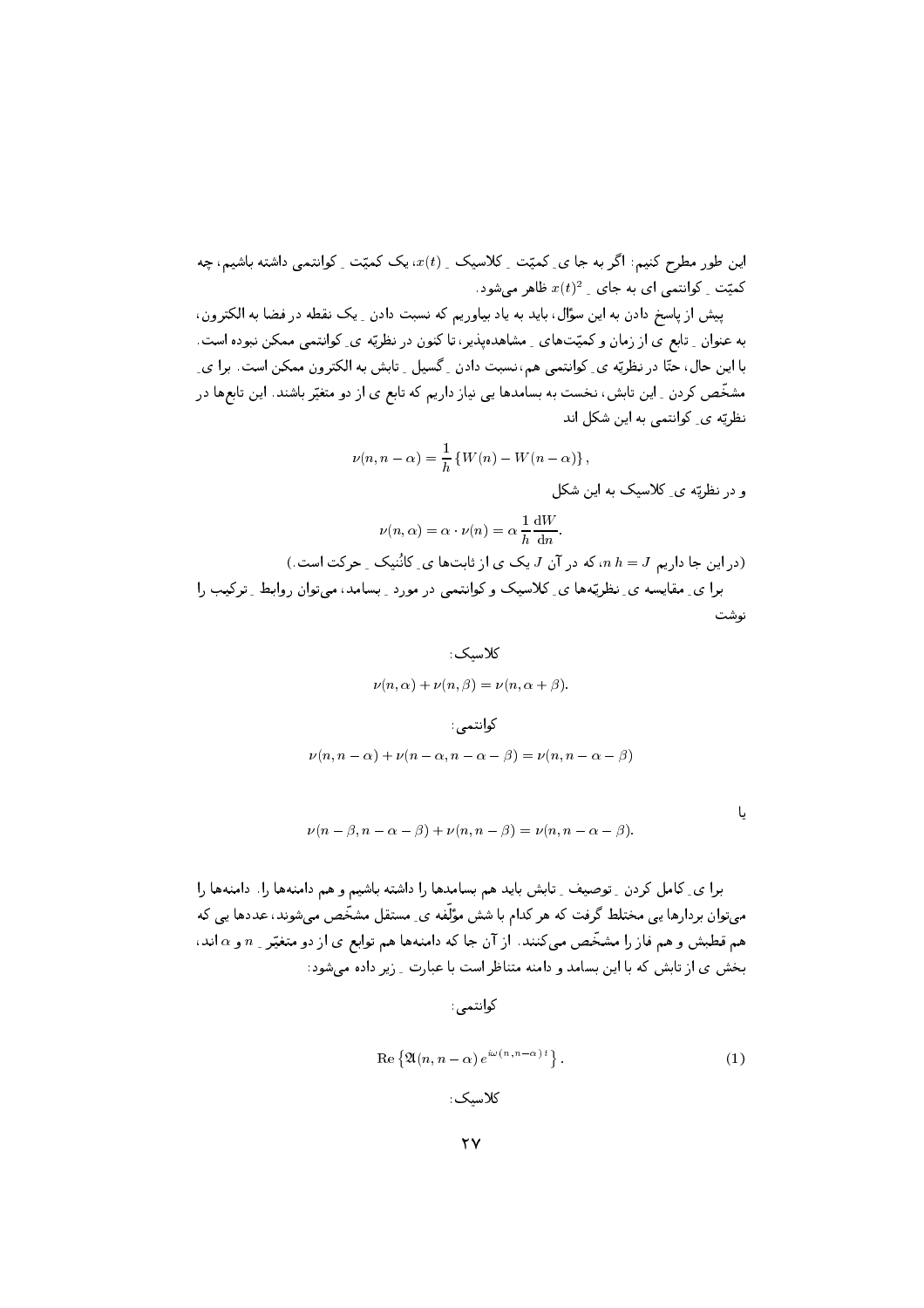این طور مطرح کنیم: اگر به جا یِ کمیّت ِ کلاسیک ِ $x(t)$، یک کمیّت ِ کوانتمی داشته باشیم، چه کمیّت ِ کوانتمی ای به جای ِ $x(t)^2$ ظاهر می‌شود.

پیش از پاسخ دادن به این سؤال، باید به یاد بیاوریم که نسبت دادن ِ یک نقطه در فضا به الکترون، به عنوان ِ تابع ی از زمان و کمیّت‌های ِ مشاهده‌پذیر، تا کنون در نظریّه یِ کوانتمی ممکن نبوده است. با این حال، حتّا در نظریّه یِ کوانتمی هم، نسبت دادن ِ گسیل ِ تابش به الکترون ممکن است. برا یِ مشخّص کردن ِ این تابش، نخست به بسامدها یی نیاز داریم که تابع ی از دو متغیّر باشند. این تابع‌ها در نظریّه یِ کوانتمی به این شکل اند

$$\nu(n, n-\alpha) = \frac{1}{h}\left\{W(n) - W(n-\alpha)\right\},$$

و در نظریّه یِ کلاسیک به این شکل

$$\nu(n, \alpha) = \alpha \cdot \nu(n) = \alpha\,\frac{1}{h}\,\frac{\mathrm{d}W}{\mathrm{d}n}.$$

(در این جا داریم $n\,h = J$، که در آن $J$ یک ی از ثابت‌ها یِ کانُنیک ِ حرکت است.)

برا یِ مقایسه یِ نظریّه‌ها یِ کلاسیک و کوانتمی در مورد ِ بسامد، می‌توان روابط ِ ترکیب را نوشت

کلاسیک:

$$\nu(n, \alpha) + \nu(n, \beta) = \nu(n, \alpha+\beta).$$

کوانتمی:

$$\nu(n, n-\alpha) + \nu(n-\alpha, n-\alpha-\beta) = \nu(n, n-\alpha-\beta)$$

یا

$$\nu(n-\beta, n-\alpha-\beta) + \nu(n, n-\beta) = \nu(n, n-\alpha-\beta).$$

برا یِ کامل کردن ِ توصیف ِ تابش باید هم بسامدها را داشته باشیم و هم دامنه‌ها را. دامنه‌ها را می‌توان بردارها یی مختلط گرفت که هر کدام با شش مؤلّفه یِ مستقل مشخّص می‌شوند، عددها یی که هم قطبش و هم فاز را مشخّص می‌کنند. از آن جا که دامنه‌ها هم توابع ی از دو متغیّر ِ $n$ و $\alpha$ اند، بخش ی از تابش که با این بسامد و دامنه متناظر است با عبارت ِ زیر داده می‌شود:

کوانتمی:

$$\mathrm{Re}\left\{\mathfrak{A}(n, n-\alpha)\, e^{i\omega(n,n-\alpha)\,t}\right\}. \tag{1}$$

کلاسیک: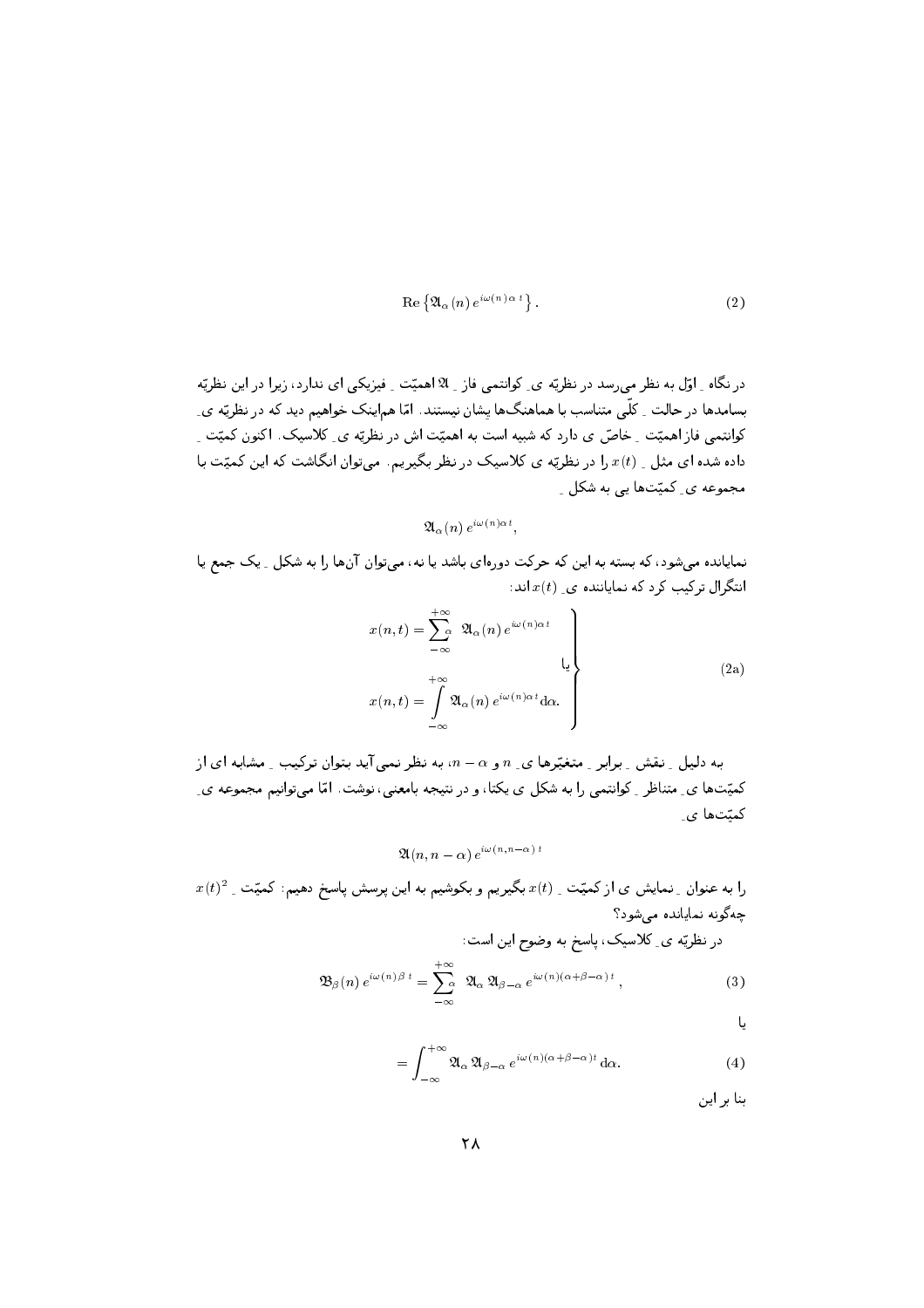$$\mathrm{Re}\left\{\mathfrak{A}_\alpha(n)\, e^{i\omega(n)\alpha\, t}\right\}. \tag{2}$$

در نگاه ِ اوّل به نظر می‌رسد در نظریّه ی ِ کوانتمی فاز ِ $\mathfrak{A}$ اهمیّت ِ فیزیکی ای ندارد، زیرا در این نظریّه بسامدها در حالت ِ کلّی متناسب با هماهنگ‌ها یشان نیستند. امّا هم‌اینک خواهیم دید که در نظریّه ی ِ کوانتمی فاز اهمیّت ِ خاصّ ی دارد که شبیه است به اهمیّت اش در نظریّه ی ِ کلاسیک. اکنون کمیّت ِ داده شده ای مثل ِ $x(t)$ را در نظریّه ی کلاسیک در نظر بگیریم. می‌توان انگاشت که این کمیّت با مجموعه ی ِ کمیّت‌ها یی به شکل ِ

$$\mathfrak{A}_\alpha(n)\, e^{i\omega(n)\alpha t},$$

نمایانده می‌شود، که بسته به این که حرکت دوره‌ای باشد یا نه، می‌توان آن‌ها را به شکل ِ یک جمع یا انتگرال ترکیب کرد که نماینده ی ِ $x(t)$ اند:

$$\left.\begin{aligned} x(n,t) &= \sum_{-\infty}^{+\infty}{}_{\alpha}\ \mathfrak{A}_\alpha(n)\, e^{i\omega(n)\alpha t} \\ &\text{یا} \\ x(n,t) &= \int_{-\infty}^{+\infty} \mathfrak{A}_\alpha(n)\, e^{i\omega(n)\alpha t}\mathrm{d}\alpha. \end{aligned}\right\} \tag{2a}$$

به دلیل ِ نقش ِ برابر ِ متغیّرها ی ِ $n$ و $n-\alpha$، به نظر نمی‌آید بتوان ترکیب ِ مشابه ای از کمیّت‌ها ی ِ متناظر ِ کوانتمی را به شکل ی یکتا، و در نتیجه بامعنی، نوشت. امّا می‌توانیم مجموعه ی ِ کمیّت‌ها ی ِ

$$\mathfrak{A}(n, n-\alpha)\, e^{i\omega(n,n-\alpha)\, t}$$

را به عنوان ِ نمایش ی از کمیّت ِ $x(t)$ بگیریم و بکوشیم به این پرسش پاسخ دهیم: کمیّت ِ $x(t)^2$ چه‌گونه نمایانده می‌شود؟

در نظریّه ی ِ کلاسیک، پاسخ به وضوح این است:

$$\mathfrak{B}_\beta(n)\, e^{i\omega(n)\beta\, t} = \sum_{-\infty}^{+\infty}{}_{\alpha}\ \mathfrak{A}_\alpha\, \mathfrak{A}_{\beta-\alpha}\, e^{i\omega(n)(\alpha+\beta-\alpha)\, t}, \tag{3}$$

یا

$$= \int_{-\infty}^{+\infty} \mathfrak{A}_\alpha\, \mathfrak{A}_{\beta-\alpha}\, e^{i\omega(n)(\alpha+\beta-\alpha)t}\,\mathrm{d}\alpha. \tag{4}$$

بنا بر این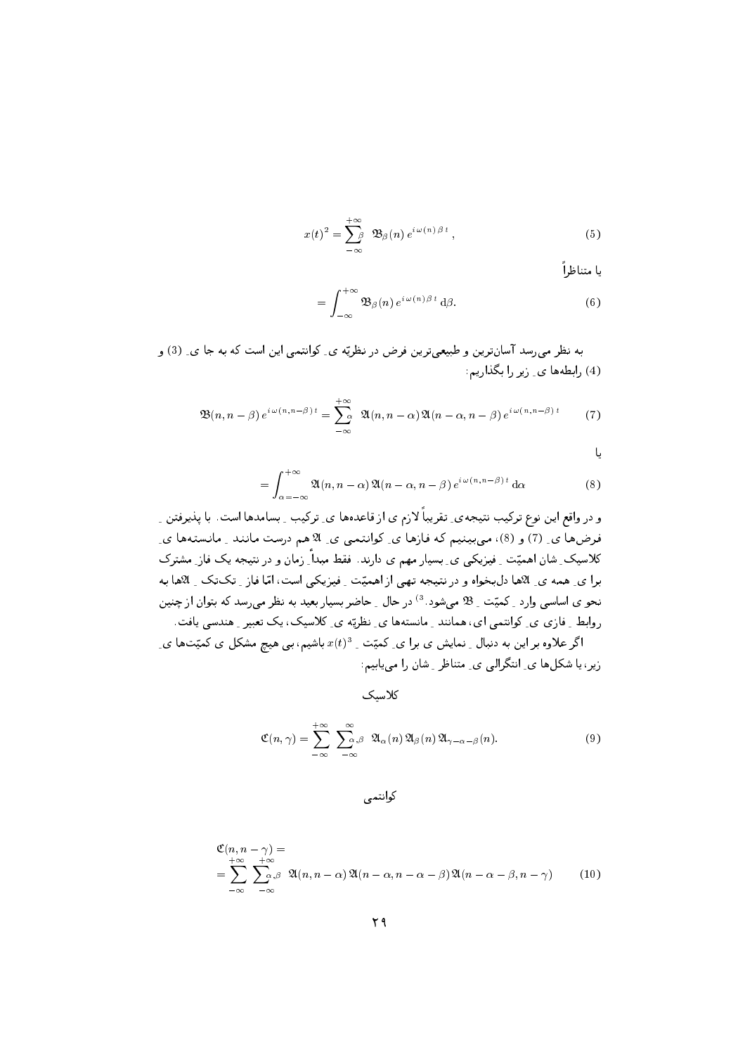$$x(t)^2 = \sum_{-\infty}^{+\infty}{}_{\beta} \;\; \mathfrak{B}_\beta(n)\, e^{i\,\omega(n)\,\beta\, t}\,, \tag{5}$$

یا متناظراً

$$= \int_{-\infty}^{+\infty} \mathfrak{B}_\beta(n)\, e^{i\,\omega(n)\,\beta\, t}\,\mathrm{d}\beta. \tag{6}$$

به نظر می‌رسد آسان‌ترین و طبیعی‌ترین فرض در نظریّه ی ِ کوانتمی این است که به جا ی ِ (3) و (4) رابطه‌ها ی ِ زیر را بگذاریم:

$$\mathfrak{B}(n, n-\beta)\, e^{i\,\omega(n,n-\beta)\,t} = \sum_{-\infty}^{+\infty}{}_{\alpha} \;\; \mathfrak{A}(n, n-\alpha)\,\mathfrak{A}(n-\alpha, n-\beta)\, e^{i\,\omega(n,n-\beta)\,t} \tag{7}$$

یا

$$= \int_{\alpha=-\infty}^{+\infty} \mathfrak{A}(n, n-\alpha)\,\mathfrak{A}(n-\alpha, n-\beta)\, e^{i\,\omega(n,n-\beta)\,t}\,\mathrm{d}\alpha \tag{8}$$

و در واقع این نوع ترکیب نتیجه‌ی ِ تقریباً لازم ی از قاعده‌ها ی ِ ترکیب ِ بسامدها است. با پذیرفتن ِ فرض‌ها ی ِ (7) و (8)، می‌بینیم که فازها ی ِ کوانتمی ی ِ $\mathfrak{A}$ هم درست مانند ِ مانسته‌ها ی ِ کلاسیک ِ شان اهمیّت ِ فیزیکی ی ِ بسیار مهم ی دارند. فقط مبدأ ِ زمان و در نتیجه یک فاز ِ مشترک برا ی ِ همه ی ِ $\mathfrak{A}$ها دل‌بخواه و در نتیجه تهی از اهمیّت ِ فیزیکی است، امّا فاز ِ تک‌تک ِ $\mathfrak{A}$ها به نحو ی اساسی وارد ِ کمیّت ِ $\mathfrak{B}$ می‌شود.[3] در حال ِ حاضر بسیار بعید به نظر می‌رسد که بتوان از چنین روابط ِ فازی ی ِ کوانتمی ای، همانند ِ مانسته‌ها ی ِ نظریّه ی ِ کلاسیک، یک تعبیر ِ هندسی یافت.

اگر علاوه بر این به دنبال ِ نمایش ی برا ی ِ کمیّت ِ $x(t)^3$ باشیم، بی هیچ مشکل ی کمیّت‌ها ی ِ زیر، یا شکل‌ها ی ِ انتگرالی ی ِ متناظر ِ شان را می‌یابیم:

کلاسیک

$$\mathfrak{C}(n,\gamma) = \sum_{-\infty}^{+\infty} \; \sum_{-\infty}^{\infty}{}_{\alpha,\beta} \;\; \mathfrak{A}_\alpha(n)\,\mathfrak{A}_\beta(n)\,\mathfrak{A}_{\gamma-\alpha-\beta}(n). \tag{9}$$

کوانتمی

$$\begin{aligned}&\mathfrak{C}(n, n-\gamma) = \\ &= \sum_{-\infty}^{+\infty} \; \sum_{-\infty}^{+\infty}{}_{\alpha,\beta} \;\; \mathfrak{A}(n, n-\alpha)\,\mathfrak{A}(n-\alpha, n-\alpha-\beta)\,\mathfrak{A}(n-\alpha-\beta, n-\gamma)\end{aligned} \tag{10}$$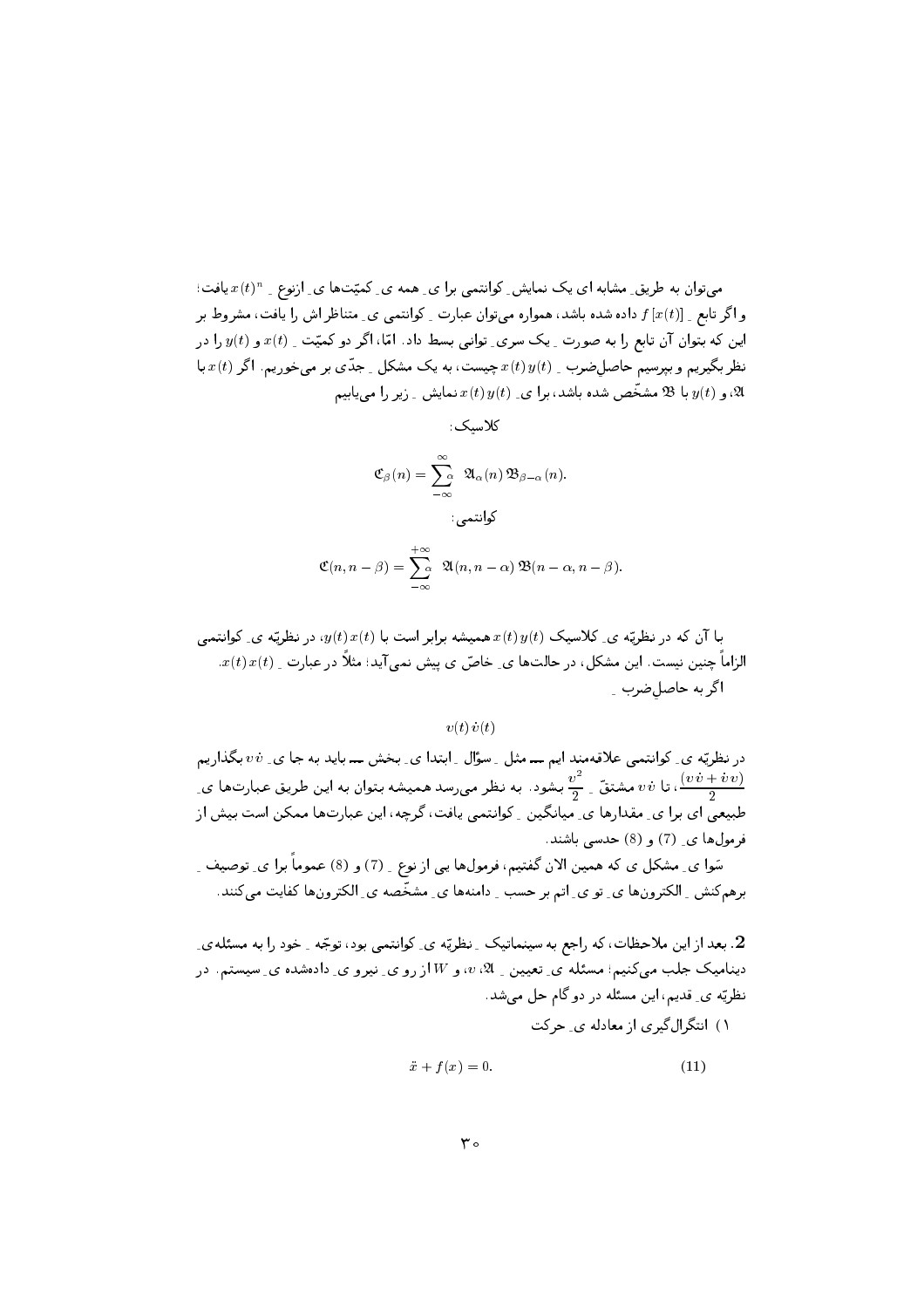می‌توان به طریقِ مشابه ای یک نمایشِ کوانتمی برا یِ همه یِ کمیّت‌ها یِ ازنوعِ $x(t)^n$ یافت؛ و اگر تابعِ $f[x(t)]$ داده شده باشد، همواره می‌توان عبارتِ کوانتمی یِ متناظر اش را یافت، مشروط بر این که بتوان آن تابع را به صورتِ یک سری‌ِ توانی بسط داد. امّا، اگر دو کمیّتِ $x(t)$ و $y(t)$ را در نظر بگیریم و بپرسیم حاصل‌ضربِ $x(t)\,y(t)$ چیست، به یک مشکلِ جدّی بر می‌خوریم. اگر $x(t)$ با $\mathfrak{A}$، و $y(t)$ با $\mathfrak{B}$ مشخّص شده باشد، برا یِ $x(t)\,y(t)$ نمایشِ زیر را می‌یابیم

کلاسیک:

$$\mathfrak{C}_\beta(n) = \sum_{-\infty}^{\infty}{}_\alpha \;\; \mathfrak{A}_\alpha(n)\,\mathfrak{B}_{\beta-\alpha}(n).$$

کوانتمی:

$$\mathfrak{C}(n, n-\beta) = \sum_{-\infty}^{+\infty}{}_\alpha \;\; \mathfrak{A}(n, n-\alpha)\,\mathfrak{B}(n-\alpha, n-\beta).$$

با آن که در نظریّه یِ کلاسیک $x(t)\,y(t)$ همیشه برابر است با $y(t)\,x(t)$، در نظریّه یِ کوانتمی الزاماً چنین نیست. این مشکل، در حالت‌ها یِ خاصّ ی پیش نمی‌آید؛ مثلاً در عبارتِ $x(t)\,x(t)$. اگر به حاصل‌ضربِ

$$v(t)\,\dot{v}(t)$$

در نظریّه یِ کوانتمی علاقه‌مند ایم ــ مثل ِ سؤالِ ابتدا یِ بخش ــ باید به جا یِ $v\dot{v}$ بگذاریم $\dfrac{(v\dot{v}+\dot{v}v)}{2}$، تا $v\dot{v}$ مشتقِّ $\dfrac{v^2}{2}$ بشود. به نظر می‌رسد همیشه بتوان به این طریق عبارت‌ها یِ طبیعی ای برا یِ مقدارها یِ میانگینِ کوانتمی یافت، گرچه، این عبارت‌ها ممکن است بیش از فرمول‌ها یِ (7) و (8) حدسی باشند.

سَوا یِ مشکل ی که همین الان گفتیم، فرمول‌ها یی از نوعِ (7) و (8) عموماً برا یِ توصیفِ برهم‌کنشِ الکترون‌ها یِ تو یِ اتم بر حسبِ دامنه‌ها یِ مشخّصه یِ الکترون‌ها کفایت می‌کنند.

**2.** بعد از این ملاحظات، که راجع به سینماتیکِ نظریّه یِ کوانتمی بود، توجّهِ خود را به مسئله‌یِ دینامیک جلب می‌کنیم؛ مسئله یِ تعیینِ $\mathfrak{A}$، $v$، و $W$ از رو یِ نیرو یِ داده‌شده یِ سیستم. در نظریّه یِ قدیم، این مسئله در دو گام حل می‌شد.

۱) انتگرال‌گیری از معادله یِ حرکت

$$\ddot{x} + f(x) = 0. \tag{11}$$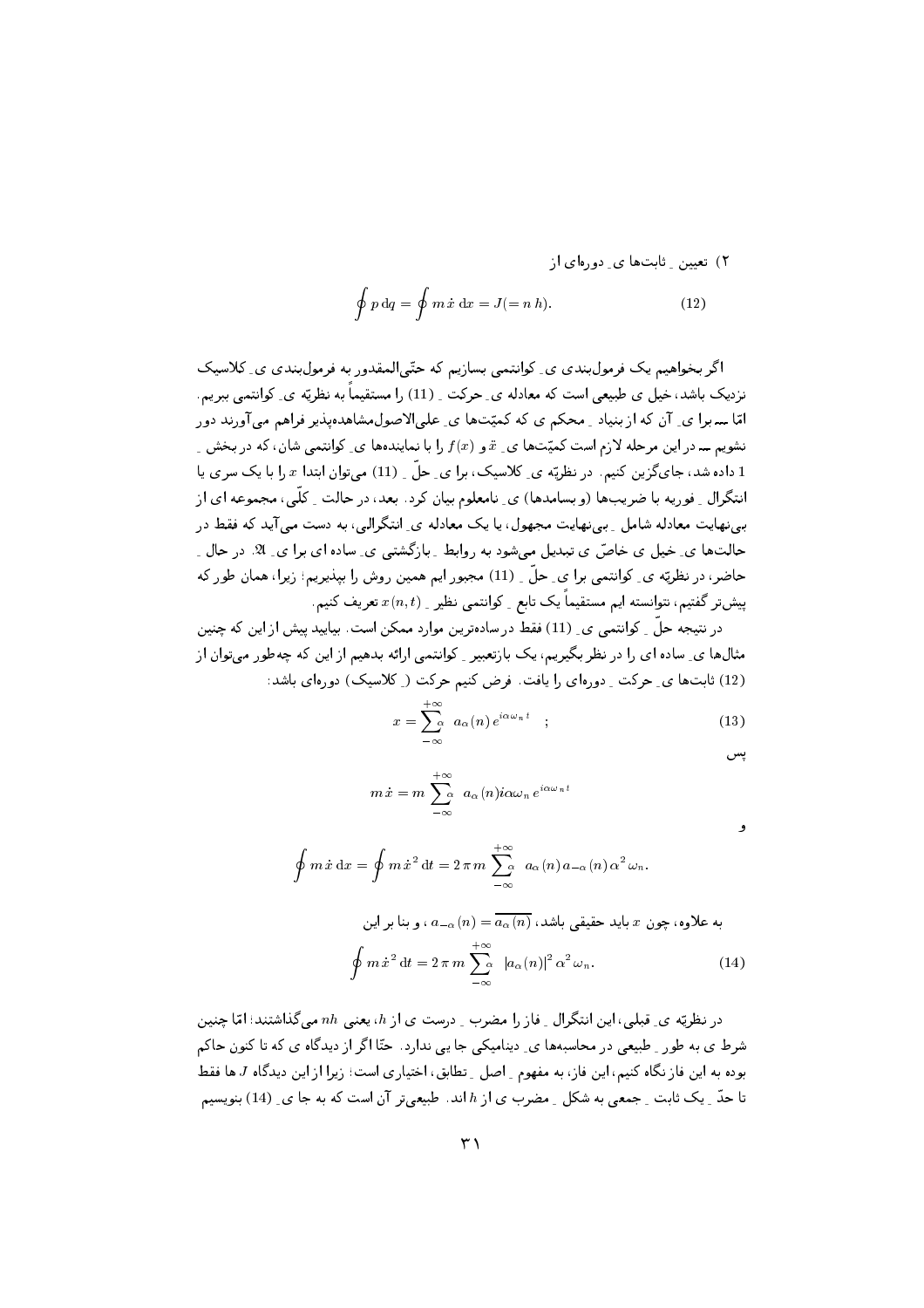۲) تعیین ِ ثابت‌ها ی ِ دوره‌ای از

$$\oint p\, \mathrm{d}q = \oint m\, \dot{x}\, \mathrm{d}x = J (= n\, h). \tag{12}$$

اگر بخواهیم یک فرمول‌بندی ی ِ کوانتمی بسازیم که حتّی‌المقدور به فرمول‌بندی ی ِ کلاسیک نزدیک باشد، خیل ی طبیعی است که معادله ی ِ حرکت ِ (11) را مستقیماً به نظریّه ی ِ کوانتمی ببریم. امّا ــ برا ی ِ آن که از بنیاد ِ محکم ی که کمیّت‌ها ی ِ علی‌الاصول‌مشاهده‌پذیر فراهم می‌آورند دور نشویم ــ در این مرحله لازم است کمیّت‌ها ی ِ $\ddot{x}$ و $f(x)$ را با نماینده‌ها ی ِ کوانتمی شان، که در بخش ِ 1 داده شد، جای‌گزین کنیم. در نظریّه ی ِ کلاسیک، برا ی ِ حلّ ِ (11) می‌توان ابتدا $x$ را با یک سری یا انتگرال ِ فوریه با ضریب‌ها (و بسامدها) ی ِ نامعلوم بیان کرد. بعد، در حالت ِ کلّی، مجموعه ای از بی‌نهایت معادله شامل ِ بی‌نهایت مجهول، یا یک معادله ی ِ انتگرالی، به دست می‌آید که فقط در حالت‌ها ی ِ خیل ی خاصّ ی تبدیل می‌شود به روابط ِ بازگشتی ی ِ ساده ای برا ی ِ $\mathfrak{A}$. در حال ِ حاضر، در نظریّه ی ِ کوانتمی برا ی ِ حلّ ِ (11) مجبور ایم همین روش را بپذیریم؛ زیرا، همان طور که پیش‌تر گفتیم، نتوانسته ایم مستقیماً یک تابع ِ کوانتمی نظیر ِ $x(n,t)$ تعریف کنیم.

در نتیجه حلّ ِ کوانتمی ی ِ (11) فقط در ساده‌ترین موارد ممکن است. بیایید پیش از این که چنین مثال‌ها ی ِ ساده ای را در نظر بگیریم، یک بازتعبیر ِ کوانتمی ارائه بدهیم از این که چه‌طور می‌توان از (12) ثابت‌ها ی ِ حرکت ِ دوره‌ای را یافت. فرض کنیم حرکت (ِ کلاسیک) دوره‌ای باشد:

$$x = \sum_{-\infty}^{+\infty}{}_{\alpha}\; a_\alpha(n)\, e^{i\alpha\omega_n t} \quad ; \tag{13}$$

پس

$$m\,\dot{x} = m \sum_{-\infty}^{+\infty}{}_{\alpha}\; a_\alpha(n) i\alpha\omega_n\, e^{i\alpha\omega_n t}$$

و

$$\oint m\, \dot{x}\, \mathrm{d}x = \oint m\, \dot{x}^2\, \mathrm{d}t = 2\,\pi\, m \sum_{-\infty}^{+\infty}{}_{\alpha}\; a_\alpha(n)\, a_{-\alpha}(n)\, \alpha^2\, \omega_n.$$

به علاوه، چون $x$ باید حقیقی باشد، $a_{-\alpha}(n) = \overline{a_\alpha(n)}$، و بنا بر این

$$\oint m\, \dot{x}^2\, \mathrm{d}t = 2\,\pi\, m \sum_{-\infty}^{+\infty}{}_{\alpha}\; |a_\alpha(n)|^2\, \alpha^2\, \omega_n. \tag{14}$$

در نظریّه ی ِ قبلی، این انتگرال ِ فاز را مضرب ِ درست ی از $h$، یعنی $nh$ می‌گذاشتند؛ امّا چنین شرط ی به طور ِ طبیعی در محاسبه‌ها ی ِ دینامیکی جا یی ندارد. حتّا اگر از دیدگاه ی که تا کنون حاکم بوده به این فاز نگاه کنیم، این فاز، به مفهوم ِ اصل ِ تطابق، اختیاری است؛ زیرا از این دیدگاه $J$ ها فقط تا حدّ ِ یک ثابت ِ جمعی به شکل ِ مضرب ی از $h$ اند. طبیعی‌تر آن است که به جا ی ِ (14) بنویسیم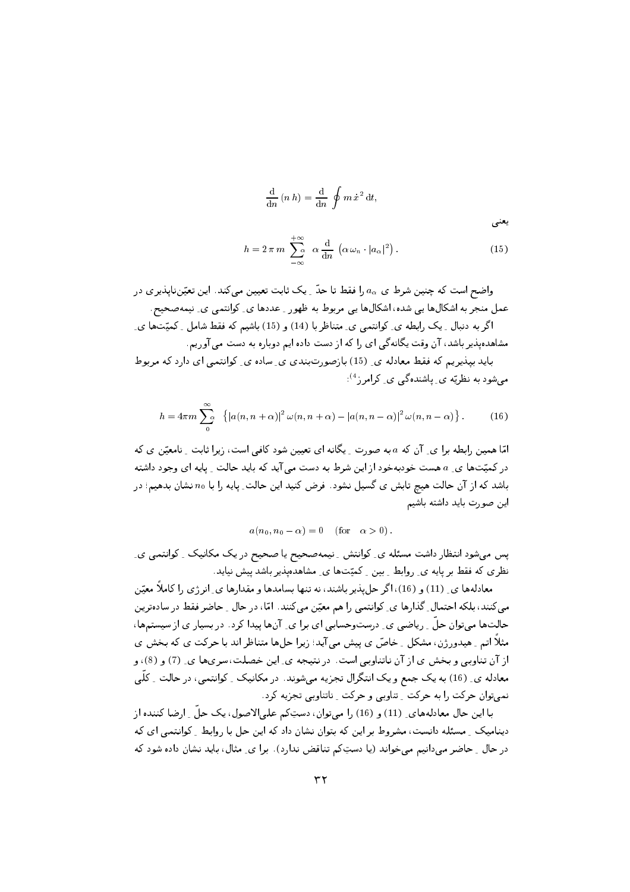$$\frac{\mathrm{d}}{\mathrm{d}n}\,(n\,h) = \frac{\mathrm{d}}{\mathrm{d}n}\,\oint m\,\dot{x}^2\,\mathrm{d}t,$$

یعنی

$$h = 2\,\pi\,m\,\sum_{-\infty}^{+\infty}{}_{\alpha}\;\alpha\,\frac{\mathrm{d}}{\mathrm{d}n}\,\left(\alpha\,\omega_n\cdot|a_\alpha|^2\right). \tag{15}$$

واضح است که چنین شرط ی $a_\alpha$ را فقط تا حدّ ـ یک ثابت تعیین می‌کند. این تعیّن‌ناپذیری در عمل منجر به اشکال‌ها یی شده، اشکال‌ها یی مربوط به ظهور ـ عددها ی ـ کوانتمی ی ـ نیمه‌صحیح.

اگر به دنبال ـ یک رابطه ی ـ کوانتمی ی ـ متناظر با (14) و (15) باشیم که فقط شامل ـ کمیّت‌ها ی ـ مشاهده‌پذیر باشد، آن وقت یگانه‌گی ای را که از دست داده ایم دوباره به دست می‌آوریم.

باید بپذیریم که فقط معادله ی ـ (15) بازصورت‌بندی ی ـ ساده ی ـ کوانتمی ای دارد که مربوط می‌شود به نظریّه ی ـ پاشنده‌گی ی ـ کرامرز[4]:

$$h = 4\pi m\sum_{0}^{\infty}{}_{\alpha}\;\left\{|a(n,n+\alpha)|^2\,\omega(n,n+\alpha) - |a(n,n-\alpha)|^2\,\omega(n,n-\alpha)\right\}. \tag{16}$$

امّا همین رابطه برا ی ـ آن که $a$ به صورت ـ یگانه ای تعیین شود کافی است، زیرا ثابت ـ نامعیّن ی که در کمیّت‌ها ی ـ $a$ هست خودبه‌خود از این شرط به دست می‌آید که باید حالت ـ پایه ای وجود داشته باشد که از آن حالت هیچ تابش ی گسیل نشود. فرض کنید این حالت ـ پایه را با $n_0$ نشان بدهیم؛ در این صورت باید داشته باشیم

$$a(n_0, n_0-\alpha) = 0 \quad (\text{for}\quad \alpha > 0)\,.$$

پس می‌شود انتظار داشت مسئله ی ـ کوانتش ـ نیمه‌صحیح یا صحیح در یک مکانیک ـ کوانتمی ی ـ نظری که فقط بر پایه ی ـ روابط ـ بین ـ کمیّت‌ها ی ـ مشاهده‌پذیر باشد پیش نیاید.

معادله‌ها ی ـ (11) و (16)، اگر حل‌پذیر باشند، نه تنها بسامدها و مقدارها ی ـ انرژی را کاملاً معیّن می‌کنند، بلکه احتمال ـ گذارها ی ـ کوانتمی را هم معیّن می‌کنند. امّا، در حال ـ حاضر فقط در ساده‌ترین حالت‌ها می‌توان حلّ ـ ریاضی ی ـ درست‌وحسابی ای برا ی ـ آن‌ها پیدا کرد. در بسیار ی از سیستم‌ها، مثلاً اتم ـ هیدورژن، مشکل ـ خاصّ ی پیش می‌آید؛ زیرا حل‌ها متناظر اند با حرکت ی که بخش ی از آن تناوبی و بخش ی از آن ناتناوبی است. در نتیجه ی ـ این خصلت، سری‌ها ی ـ (7) و (8)، و معادله ی ـ (16) به یک جمع و یک انتگرال تجزیه می‌شوند. در مکانیک ـ کوانتمی، در حالت ـ کلّی نمی‌توان حرکت را به حرکت ـ تناوبی و حرکت ـ ناتناوبی تجزیه کرد.

با این حال معادله‌های ـ (11) و (16) را می‌توان، دست‌کم علی‌الاصول، یک حلّ ـ ارضا کننده از دینامیک ـ مسئله دانست، مشروط بر این که بتوان نشان داد که این حل با روابط ـ کوانتمی ای که در حال ـ حاضر می‌دانیم می‌خواند (یا دست‌کم تناقض ندارد). برا ی ـ مثال، باید نشان داده شود که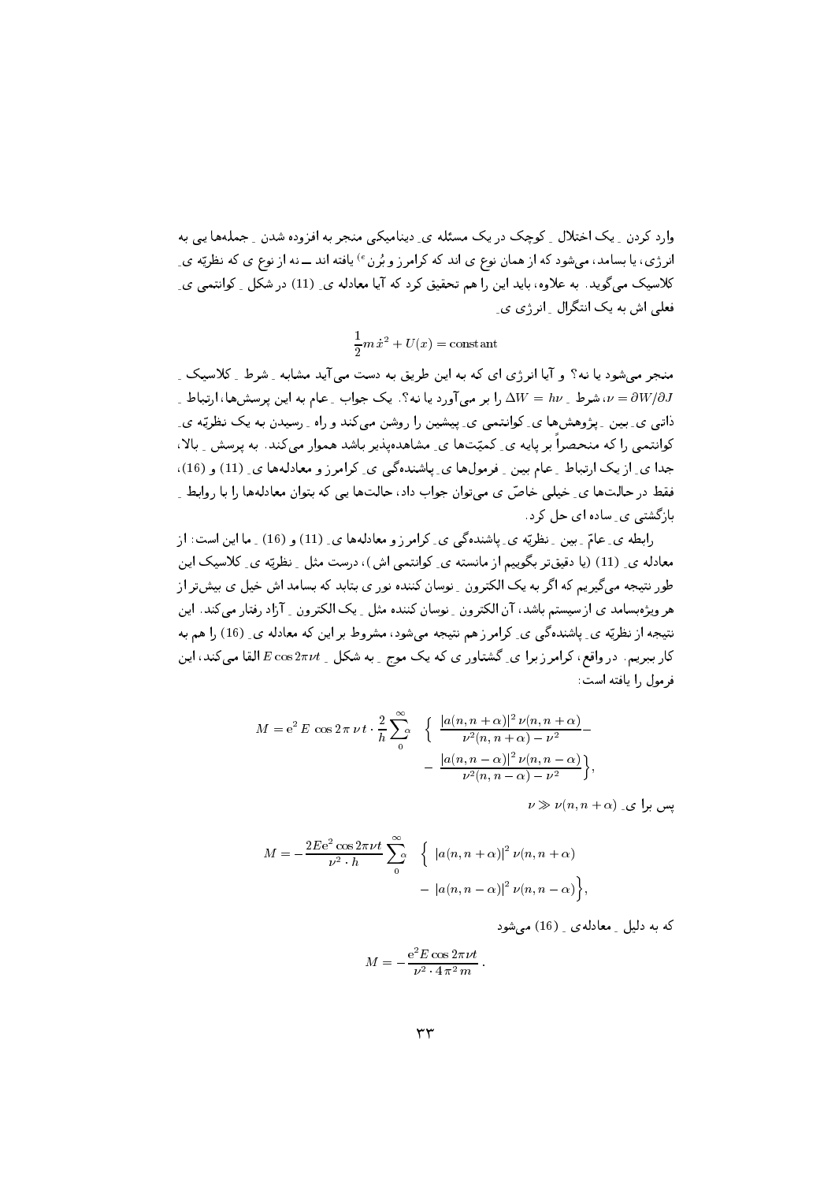وارد کردن ِ یک اختلال ِ کوچک در یک مسئله ی ِ دینامیکی منجر به افزوده شدن ِ جمله‌ها یی به انرژی، یا بسامد، می‌شود که از همان نوع ی اند که کرامرز و بُرن[e] یافته اند ــ نه از نوع ی که نظریّه ی ِ کلاسیک می‌گوید. به علاوه، باید این را هم تحقیق کرد که آیا معادله ی ِ (11) در شکل ِ کوانتمی ی ِ فعلی اش به یک انتگرال ِ انرژی ی ِ

$$\frac{1}{2}m\,\dot{x}^2 + U(x) = \text{constant}$$

منجر می‌شود یا نه؟ و آیا انرژی ای که به این طریق به دست می‌آید مشابه ِ شرط ِ کلاسیک ِ $\nu = \partial W/\partial J$، شرط ِ $\Delta W = h\nu$ را بر می‌آورد یا نه؟. یک جواب ِ عام به این پرسش‌ها، ارتباط ِ ذاتی ی ِ بین ِ پژوهش‌ها ی ِ کوانتمی ی ِ پیشین را روشن می‌کند و راه ِ رسیدن به یک نظریّه ی ِ کوانتمی را که منحصراً بر پایه ی ِ کمیّت‌ها ی ِ مشاهده‌پذیر باشد هموار می‌کند. به پرسش ِ بالا، جدا ی ِ از یک ارتباط ِ عام بین ِ فرمول‌ها ی ِ پاشنده‌گی ی ِ کرامرز و معادله‌ها ی ِ (11) و (16)، فقط در حالت‌ها ی ِ خیلی خاصّ ی می‌توان جواب داد، حالت‌ها یی که بتوان معادله‌ها را با روابط ِ بازگشتی ی ِ ساده ای حل کرد.

رابطه ی ِ عامّ ِ بین ِ نظریّه ی ِ پاشنده‌گی ی ِ کرامرز و معادله‌ها ی ِ (11) و (16) ِ ما این است: از معادله ی ِ (11) (یا دقیق‌تر بگوییم از مانسته ی ِ کوانتمی اش)، درست مثل ِ نظریّه ی ِ کلاسیک این طور نتیجه می‌گیریم که اگر به یک الکترون ِ نوسان کننده نور ی بتابد که بسامد اش خیل ی بیش‌تر از هر ویژه‌بسامد ی از سیستم باشد، آن الکترون ِ نوسان کننده مثل ِ یک الکترون ِ آزاد رفتار می‌کند. این نتیجه از نظریّه ی ِ پاشنده‌گی ی ِ کرامرز هم نتیجه می‌شود، مشروط بر این که معادله ی ِ (16) را هم به کار ببریم. در واقع، کرامرز برا ی ِ گشتاور ی که یک موج ِ به شکل ِ $E\cos 2\pi\nu t$ القا می‌کند، این فرمول را یافته است:

$$M = \mathrm{e}^2 E\,\cos 2\pi\,\nu t\cdot\frac{2}{h}\sum_0^\infty{}_\alpha\ \left\{\frac{|a(n,n+\alpha)|^2\,\nu(n,n+\alpha)}{\nu^2(n,n+\alpha)-\nu^2} - \frac{|a(n,n-\alpha)|^2\,\nu(n,n-\alpha)}{\nu^2(n,n-\alpha)-\nu^2}\right\},$$

پس برا ی ِ $\nu \gg \nu(n,n+\alpha)$

$$M = -\frac{2E\mathrm{e}^2\cos 2\pi\nu t}{\nu^2\cdot h}\sum_0^\infty{}_\alpha\ \left\{|a(n,n+\alpha)|^2\,\nu(n,n+\alpha) - |a(n,n-\alpha)|^2\,\nu(n,n-\alpha)\right\},$$

که به دلیل ِ معادله‌ی ِ (16) می‌شود

$$M = -\frac{\mathrm{e}^2 E\cos 2\pi\nu t}{\nu^2\cdot 4\pi^2 m}\,.$$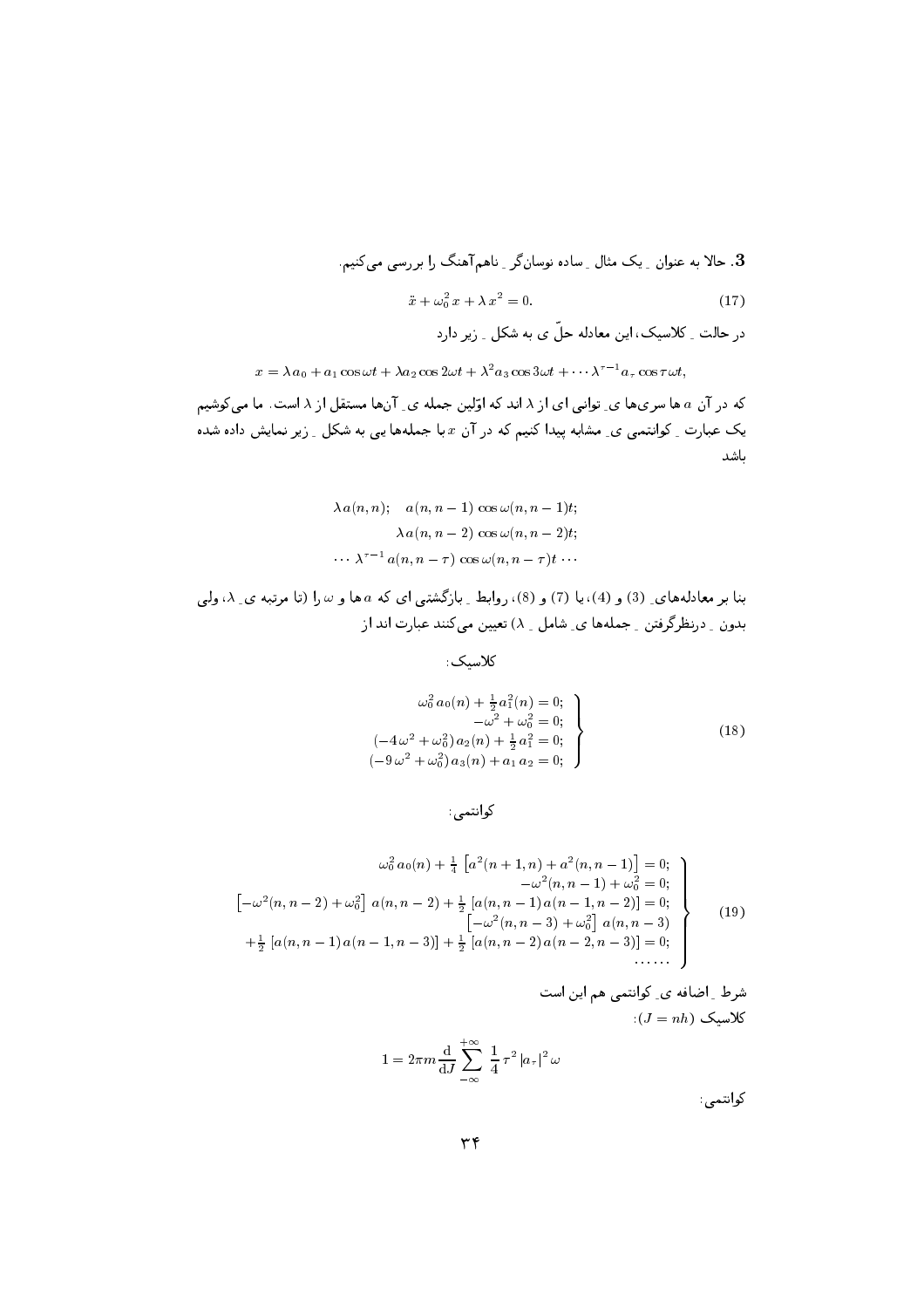**3.** حالا به عنوان ـ یک مثال ـ ساده نوسان‌گر ـ ناهم‌آهنگ را بررسی می‌کنیم.

$$\ddot{x} + \omega_0^2\, x + \lambda\, x^2 = 0. \tag{17}$$

در حالت ـ کلاسیک، این معادله حلّ ی به شکل ـ زیر دارد

$$x = \lambda\, a_0 + a_1 \cos \omega t + \lambda a_2 \cos 2\omega t + \lambda^2 a_3 \cos 3\omega t + \cdots \lambda^{\tau - 1} a_\tau \cos \tau \omega t,$$

که در آن $a$ ها سری‌ها ی ـ توانی ای از $\lambda$ اند که اوّلین جمله ی ـ آن‌ها مستقل از $\lambda$ است. ما می‌کوشیم یک عبارت ـ کوانتمی ی ـ مشابه پیدا کنیم که در آن $x$ با جمله‌ها یی به شکل ـ زیر نمایش داده شده باشد

$$\begin{gathered}
\lambda\, a(n, n); \quad a(n, n-1) \cos \omega(n, n-1)t; \\
\lambda\, a(n, n-2) \cos \omega(n, n-2)t; \\
\cdots\ \lambda^{\tau - 1}\, a(n, n-\tau) \cos \omega(n, n-\tau)t \cdots
\end{gathered}$$

بنا بر معادله‌های ـ (3) و (4)، یا (7) و (8)، روابط ـ بازگشتی ای که $a$ ها و $\omega$ را (تا مرتبه ی ـ $\lambda$، ولی بدون ـ درنظرگرفتن ـ جمله‌ها ی ـ شامل ـ $\lambda$) تعیین می‌کنند عبارت اند از

کلاسیک:

$$\left.\begin{aligned}
\omega_0^2\, a_0(n) + \tfrac{1}{2} a_1^2(n) = 0; \\
-\omega^2 + \omega_0^2 = 0; \\
(-4\,\omega^2 + \omega_0^2)\, a_2(n) + \tfrac{1}{2}\, a_1^2 = 0; \\
(-9\,\omega^2 + \omega_0^2)\, a_3(n) + a_1\, a_2 = 0;
\end{aligned}\right\} \tag{18}$$

کوانتمی:

$$\left.\begin{aligned}
\omega_0^2\, a_0(n) + \tfrac{1}{4}\, \left[a^2(n+1, n) + a^2(n, n-1)\right] = 0; \\
-\omega^2(n, n-1) + \omega_0^2 = 0; \\
\left[-\omega^2(n, n-2) + \omega_0^2\right]\, a(n, n-2) + \tfrac{1}{2}\, \left[a(n, n-1)\, a(n-1, n-2)\right] = 0; \\
\left[-\omega^2(n, n-3) + \omega_0^2\right]\, a(n, n-3) \\
+ \tfrac{1}{2}\, \left[a(n, n-1)\, a(n-1, n-3)\right] + \tfrac{1}{2}\, \left[a(n, n-2)\, a(n-2, n-3)\right] = 0; \\
\cdots\cdots
\end{aligned}\right\} \tag{19}$$

شرط ـ اضافه ی ـ کوانتمی هم این است

کلاسیک ($J = nh$):

$$1 = 2\pi m \frac{\mathrm{d}}{\mathrm{d}J} \sum_{-\infty}^{+\infty}\ \frac{1}{4}\, \tau^2\, |a_\tau|^2\, \omega$$

کوانتمی: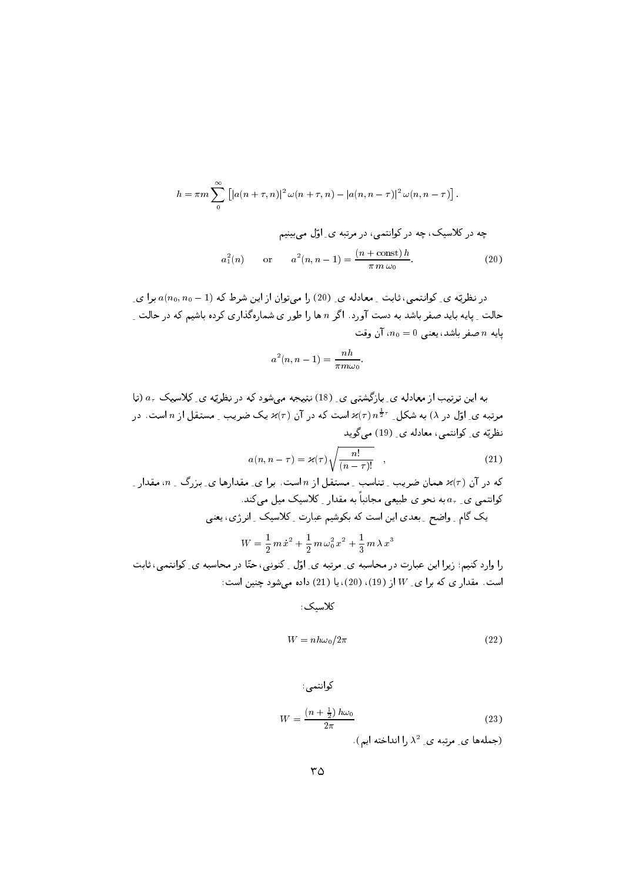$$h = \pi m \sum_{0}^{\infty} \left[ |a(n+\tau, n)|^2 \, \omega(n+\tau, n) - |a(n, n-\tau)|^2 \, \omega(n, n-\tau) \right].$$

چه در کلاسیک، چه در کوانتمی، در مرتبه ی ِ اوّل می‌بینیم

$$a_1^2(n) \qquad \text{or} \qquad a^2(n, n-1) = \frac{(n + \text{const})\, h}{\pi \, m \, \omega_0}. \tag{20}$$

در نظریّه ی ِ کوانتمی، ثابت ِ معادله ی ِ (20) را می‌توان از این شرط که $a(n_0, n_0 - 1)$ برا یِ حالت ِ پایه باید صفر باشد به دست آورد. اگر $n$ ها را طور ی شماره‌گذاری کرده باشیم که در حالت ِ پایه $n$ صفر باشد، یعنی $n_0 = 0$، آن وقت

$$a^2(n, n-1) = \frac{nh}{\pi m \omega_0}.$$

به این ترتیب از معادله ی ِ بازگشتی ی ِ (18) نتیجه می‌شود که در نظریّه ی ِ کلاسیک $a_\tau$ (تا مرتبه ی ِ اوّل در $\lambda$) به شکل ِ $\varkappa(\tau)\, n^{\frac{1}{2}\tau}$ است که در آن $\varkappa(\tau)$ یک ضریب ِ مستقل از $n$ است. در نظریّه ی ِ کوانتمی، معادله ی ِ (19) می‌گوید

$$a(n, n-\tau) = \varkappa(\tau) \sqrt{\frac{n!}{(n-\tau)!}} \quad , \tag{21}$$

که در آن $\varkappa(\tau)$ همان ضریب ِ تناسب ِ مستقل از $n$ است. برا ی ِ مقدارها ی ِ بزرگ ِ $n$، مقدار ِ کوانتمی ی ِ $a_\tau$ به نحو ی طبیعی مجانباً به مقدار ِ کلاسیک میل می‌کند.

یک گام ِ واضح ِ بعدی این است که بکوشیم عبارت ِ کلاسیک ِ انرژی، یعنی

$$W = \frac{1}{2} m \dot{x}^2 + \frac{1}{2} m \omega_0^2 x^2 + \frac{1}{3} m \lambda x^3$$

را وارد کنیم؛ زیرا این عبارت در محاسبه ی ِ مرتبه ی ِ اوّل ِ کنونی، حتّا در محاسبه ی ِ کوانتمی، ثابت است. مقدار ی که برا ی ِ $W$ از (19)، (20)، یا (21) داده می‌شود چنین است:

کلاسیک:

$$W = nh\omega_0 / 2\pi \tag{22}$$

کوانتمی:

$$W = \frac{(n + \frac{1}{2})\, h\omega_0}{2\pi} \tag{23}$$

(جمله‌ها ی ِ مرتبه ی ِ $\lambda^2$ را انداخته ایم).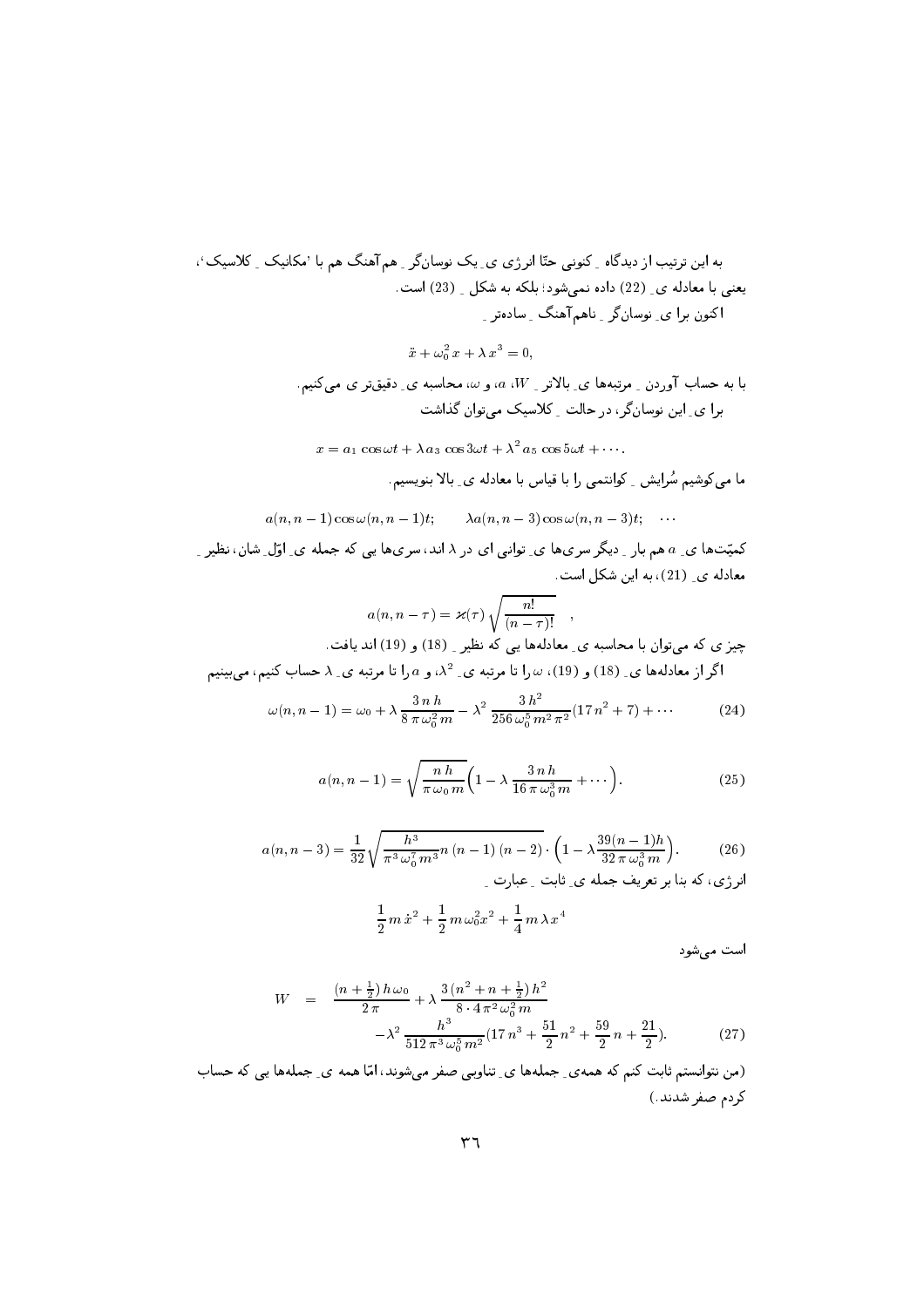به این ترتیب از دیدگاه ِ کنونی حتّا انرژی ی ِ یک نوسان‌گر ِ هم‌آهنگ هم با 'مکانیک ِ کلاسیک'، یعنی با معادله ی ِ (22) داده نمی‌شود؛ بلکه به شکل ِ (23) است.

اکنون برا ی ِ نوسان‌گر ِ ناهم‌آهنگ ِ ساده‌تر ِ

$$\ddot{x} + \omega_0^2\, x + \lambda\, x^3 = 0,$$

با به حساب آوردن ِ مرتبه‌ها ی ِ بالاتر ِ $W$، $a$، و $\omega$، محاسبه ی ِ دقیق‌تر ی می‌کنیم. برا ی ِ این نوسان‌گر، در حالت ِ کلاسیک می‌توان گذاشت

$$x = a_1\, \cos\omega t + \lambda\, a_3\, \cos 3\omega t + \lambda^2\, a_5\, \cos 5\omega t + \cdots.$$

ما می‌کوشیم سُرایش ِ کوانتمی را با قیاس با معادله ی ِ بالا بنویسیم.

$$a(n, n-1)\cos\omega(n, n-1)t; \qquad \lambda a(n, n-3)\cos\omega(n, n-3)t; \quad \cdots$$

کمیّت‌ها ی ِ $a$ هم بار ِ دیگر سری‌ها ی ِ توانی ای در $\lambda$ اند، سری‌ها یی که جمله ی ِ اوّل ِ شان، نظیر ِ معادله ی ِ (21)، به این شکل است.

$$a(n, n-\tau) = \varkappa(\tau)\, \sqrt{\frac{n!}{(n-\tau)!}} \quad ,$$

چیز ی که می‌توان با محاسبه ی ِ معادله‌ها یی که نظیر ِ (18) و (19) اند یافت.

اگر از معادله‌ها ی ِ (18) و (19)، $\omega$ را تا مرتبه ی ِ $\lambda^2$، و $a$ را تا مرتبه ی ِ $\lambda$ حساب کنیم، می‌بینیم

$$\omega(n, n-1) = \omega_0 + \lambda\, \frac{3\, n\, h}{8\, \pi\, \omega_0^2\, m} - \lambda^2\, \frac{3\, h^2}{256\, \omega_0^5\, m^2\, \pi^2}(17\, n^2 + 7) + \cdots \tag{24}$$

$$a(n, n-1) = \sqrt{\frac{n\, h}{\pi\, \omega_0\, m}}\Big(1 - \lambda\, \frac{3\, n\, h}{16\, \pi\, \omega_0^3\, m} + \cdots\Big). \tag{25}$$

$$a(n, n-3) = \frac{1}{32}\sqrt{\frac{h^3}{\pi^3\, \omega_0^7\, m^3} n\, (n-1)\, (n-2)} \cdot \Big(1 - \lambda \frac{39(n-1)h}{32\, \pi\, \omega_0^3\, m}\Big). \tag{26}$$

انرژی، که بنا بر تعریف جمله ی ِ ثابت ِ عبارت ِ

$$\frac{1}{2} m\, \dot{x}^2 + \frac{1}{2}\, m\, \omega_0^2 x^2 + \frac{1}{4}\, m\, \lambda\, x^4$$

است می‌شود

$$W \;=\; \frac{(n+\frac{1}{2})\, h\, \omega_0}{2\, \pi} + \lambda\, \frac{3\, (n^2 + n + \frac{1}{2})\, h^2}{8 \cdot 4\, \pi^2\, \omega_0^2\, m} - \lambda^2\, \frac{h^3}{512\, \pi^3\, \omega_0^5\, m^2}(17\, n^3 + \frac{51}{2}\, n^2 + \frac{59}{2}\, n + \frac{21}{2}). \tag{27}$$

(من نتوانستم ثابت کنم که همه‌ی ِ جمله‌ها ی ِ تناوبی صفر می‌شوند، امّا همه ی ِ جمله‌ها یی که حساب کردم صفر شدند.)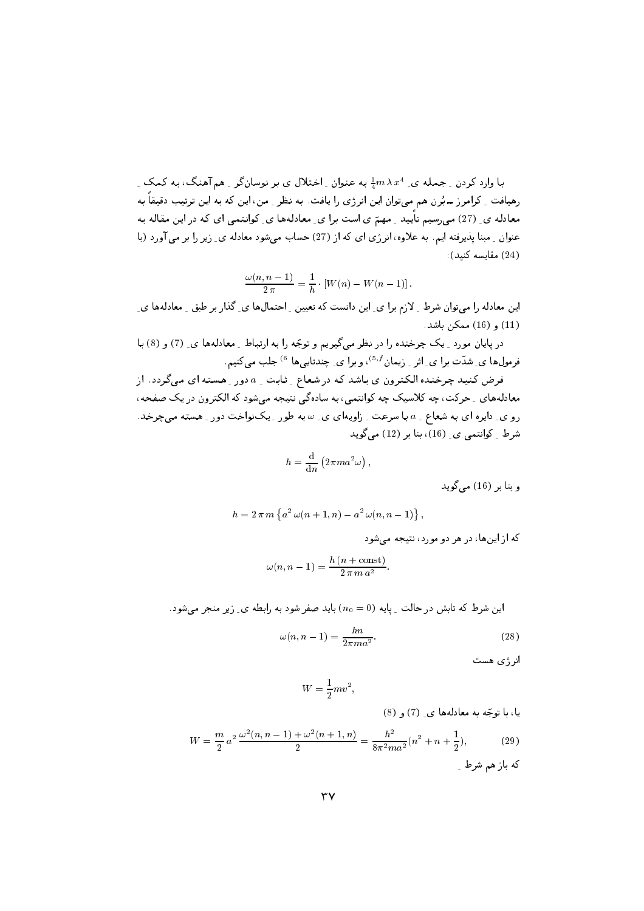با وارد کردن ِ جمله ی ِ $\frac{1}{4} m\,\lambda\,x^4$ به عنوان ِ اختلال ی بر نوسانگر ِ هم‌آهنگ، به کمک ِ رهیافت ِ کرامرز ــ بُرن هم می‌توان این انرژی را یافت. به نظر ِ من، این که به این ترتیب دقیقاً به معادله ی ِ (27) می‌رسیم تأیید ِ مهمّ ی است برا ی ِ معادله‌ها ی ِ کوانتمی ای که در این مقاله به عنوان ِ مبنا پذیرفته ایم. به علاوه، انرژی ای که از (27) حساب می‌شود معادله ی ِ زیر را بر می‌آورد (با (24) مقایسه کنید):

$$\frac{\omega(n, n-1)}{2\,\pi} = \frac{1}{h} \cdot [W(n) - W(n-1)]\,.$$

این معادله را می‌توان شرط ِ لازم برا ی ِ این دانست که تعیین ِ احتمال‌ها ی ِ گذار بر طبق ِ معادله‌ها ی ِ (11) و (16) ممکن باشد.

در پایان مورد ِ یک چرخنده را در نظر می‌گیریم و توجّه را به ارتباط ِ معادله‌ها ی ِ (7) و (8) با فرمول‌ها ی ِ شدّت برا ی ِ اثر ِ زیمان [5,f]، و برا ی ِ چندتایی‌ها [6] جلب می‌کنیم.

فرض کنید چرخنده الکترون ی باشد که در شعاع ِ ثابت ِ $a$ دور ِ هسته ای می‌گردد. از معادله‌های ِ حرکت، چه کلاسیک چه کوانتمی، به سادگی نتیجه می‌شود که الکترون در یک صفحه، رو ی ِ دایره ای به شعاع ِ $a$ با سرعت ِ زاویه‌ای ی ِ $\omega$ به طور ِ یک‌نواخت دور ِ هسته می‌چرخد. شرط ِ کوانتمی ی ِ (16)، بنا بر (12) می‌گوید

$$h = \frac{\mathrm{d}}{\mathrm{d}n} \left(2\pi m a^2 \omega\right),$$

و بنا بر (16) می‌گوید

$$h = 2\,\pi\,m \left\{a^2\,\omega(n+1, n) - a^2\,\omega(n, n-1)\right\},$$

که از این‌ها، در هر دو مورد، نتیجه می‌شود

$$\omega(n, n-1) = \frac{h\,(n + \mathrm{const})}{2\,\pi\,m\,a^2}.$$

این شرط که تابش در حالت ِ پایه ($n_0 = 0$) باید صفر شود به رابطه ی ِ زیر منجر می‌شود.

$$\omega(n, n-1) = \frac{hn}{2\pi m a^2}. \tag{28}$$

انرژی هست

$$W = \frac{1}{2} m v^2,$$

یا، با توجّه به معادله‌ها ی ِ (7) و (8)

$$W = \frac{m}{2}\,a^2\,\frac{\omega^2(n, n-1) + \omega^2(n+1, n)}{2} = \frac{h^2}{8\pi^2 m a^2}(n^2 + n + \frac{1}{2}), \tag{29}$$

که باز هم شرط ِ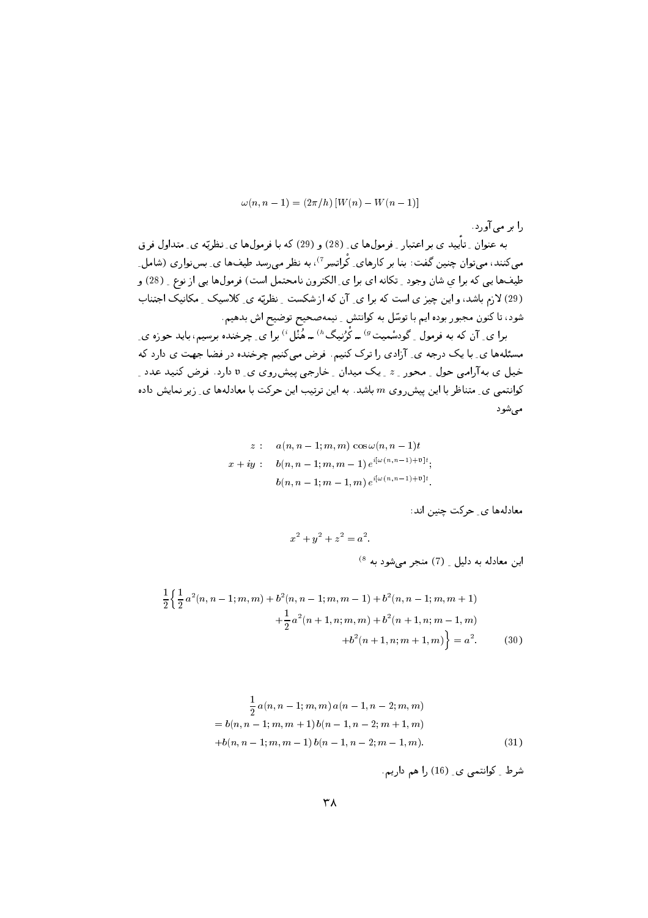$$\omega(n, n-1) = (2\pi/h)\,[W(n) - W(n-1)]$$

را بر می‌آورد.

به عنوان ِ تأیید ی بر اعتبار ِ فرمول‌ها ی ِ (28) و (29) که با فرمول‌ها ی ِ نظریّه ی ِ متداول فرق می‌کنند، می‌توان چنین گفت: بنا بر کارهای ِ کْراتسر [7]، به نظر می‌رسد طیف‌ها ی ِ بس‌نواری (شامل ِ طیف‌ها یی که برا یِ شان وجود ِ تکانه ای برا ی ِ الکترون نامحتمل است) فرمول‌ها یی از نوع ِ (28) و (29) لازم باشد، و این چیز ی است که برا ی ِ آن که از شکست ِ نظریّه ی ِ کلاسیک ِ مکانیک اجتناب شود، تا کنون مجبور بوده ایم با توسّل به کوانتش ِ نیمه‌صحیح توضیح اش بدهیم.

برا ی ِ آن که به فرمول ِ گودسْمیت [g] ـ کْرُنیگ [h] ـ هُنْل [i] برا ی ِ چرخنده برسیم، باید حوزه ی ِ مسئله‌ها ی ِ با یک درجه ی ِ آزادی را ترک کنیم. فرض می‌کنیم چرخنده در فضا جهت ی دارد که خیل ی به‌آرامی حول ِ محور ِ $z$ ِ یک میدان ِ خارجی پیش‌روی ی ِ $\mathfrak{v}$ دارد. فرض کنید عدد ِ کوانتمی ی ِ متناظر با این پیش‌روی $m$ باشد. به این ترتیب این حرکت با معادله‌ها ی ِ زیر نمایش داده می‌شود

$$
\begin{aligned}
z: &\quad a(n, n-1; m, m)\,\cos\omega(n, n-1)t \\
x + iy: &\quad b(n, n-1; m, m-1)\,e^{i[\omega(n,n-1)+\mathfrak{v}]t}; \\
&\quad b(n, n-1; m-1, m)\,e^{i[\omega(n,n-1)+\mathfrak{v}]t}.
\end{aligned}
$$

معادله‌ها ی ِ حرکت چنین اند:

$$x^2 + y^2 + z^2 = a^2.$$

این معادله به دلیل ِ (7) منجر می‌شود به [8]

$$
\begin{aligned}
\frac{1}{2}\Big\{ \frac{1}{2}\,a^2(n, n-1; m, m) + b^2(n, n-1; m, m-1) + b^2(n, n-1; m, m+1) \\
+ \frac{1}{2}\,a^2(n+1, n; m, m) + b^2(n+1, n; m-1, m) \\
+ b^2(n+1, n; m+1, m)\Big\} = a^2. \qquad (30)
\end{aligned}
$$

$$
\begin{aligned}
&\frac{1}{2}\,a(n, n-1; m, m)\,a(n-1, n-2; m, m) \\
&= b(n, n-1; m, m+1)\,b(n-1, n-2; m+1, m) \\
&+ b(n, n-1; m, m-1)\,b(n-1, n-2; m-1, m). \qquad (31)
\end{aligned}
$$

شرط ِ کوانتمی ی ِ (16) را هم داریم.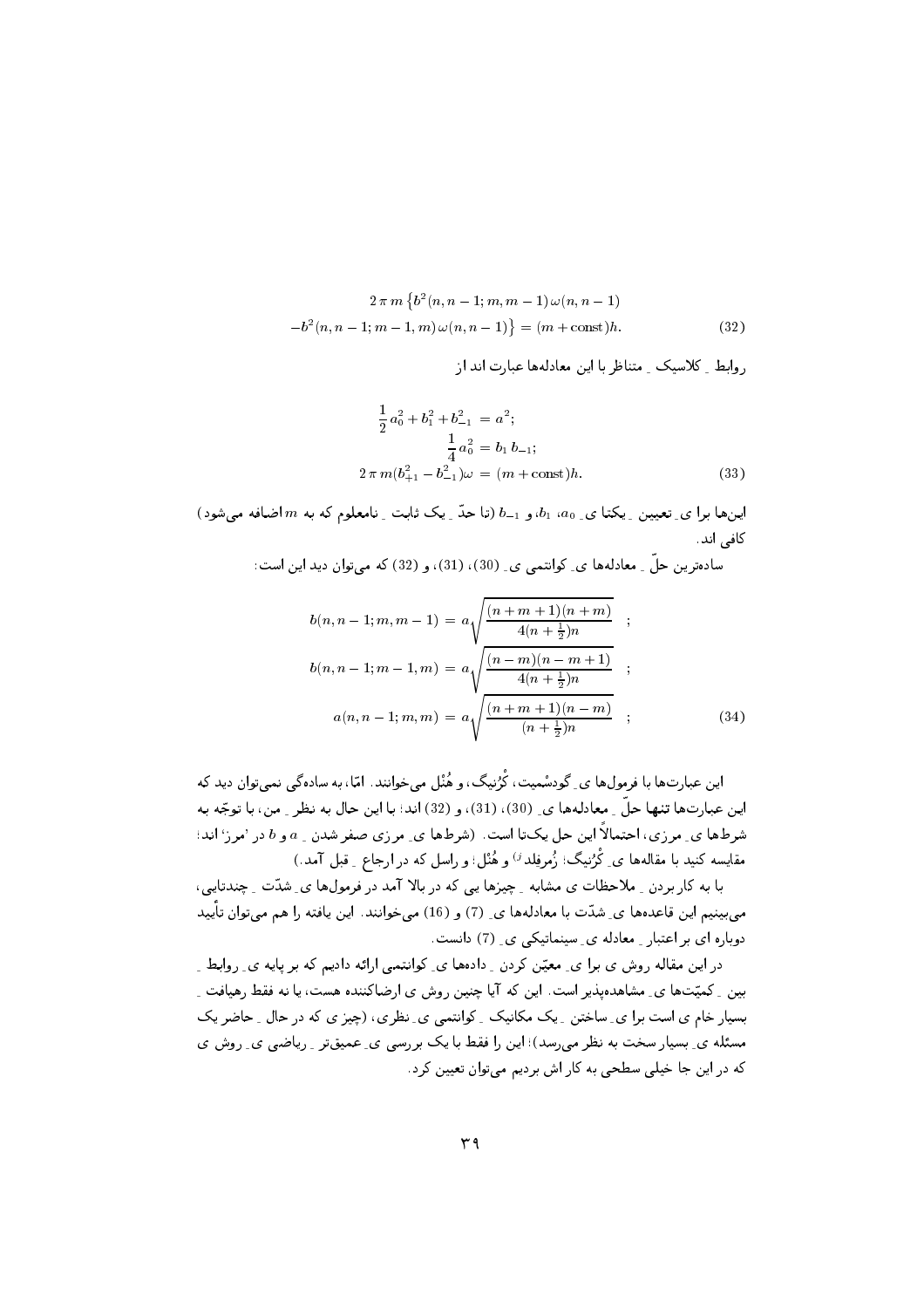$$
\begin{aligned}
&2\,\pi\,m\left\{b^2(n,n-1;m,m-1)\,\omega(n,n-1)\right.\\
&\left.-b^2(n,n-1;m-1,m)\,\omega(n,n-1)\right\} = (m+\text{const})h.
\end{aligned}
\tag{32}
$$

روابط ِ کلاسیک ِ متناظر با این معادله‌ها عبارت اند از

$$
\begin{aligned}
\frac{1}{2}\,a_0^2 + b_1^2 + b_{-1}^2 \;&=\; a^2;\\
\frac{1}{4}\,a_0^2 \;&=\; b_1\,b_{-1};\\
2\,\pi\,m(b_{+1}^2 - b_{-1}^2)\omega \;&=\; (m+\text{const})h.
\end{aligned}
\tag{33}
$$

این‌ها برا ی ِ تعیین ِ یکتا ی ِ $a_0$، $b_1$، و $b_{-1}$ (تا حدّ ِ یک ثابت ِ نامعلوم که به $m$ اضافه می‌شود) کافی اند.

ساده‌ترین حلّ ِ معادله‌ها ی ِ کوانتمی ی ِ (30)، (31)، و (32) که می‌توان دید این است:

$$
\begin{aligned}
b(n,n-1;m,m-1) \;&=\; a\sqrt{\frac{(n+m+1)(n+m)}{4(n+\frac{1}{2})n}} \quad;\\
b(n,n-1;m-1,m) \;&=\; a\sqrt{\frac{(n-m)(n-m+1)}{4(n+\frac{1}{2})n}} \quad;\\
a(n,n-1;m,m) \;&=\; a\sqrt{\frac{(n+m+1)(n-m)}{(n+\frac{1}{2})n}} \quad;
\end{aligned}
\tag{34}
$$

این عبارت‌ها با فرمول‌ها ی ِ گودشمیت، کُرُنیگ، و هُنْل می‌خوانند. امّا، به ساده‌گی نمی‌توان دید که این عبارت‌ها تنها حلّ ِ معادله‌ها ی ِ (30)، (31)، و (32) اند؛ با این حال به نظر ِ من، با توجّه به شرط‌ها ی ِ مرزی، احتمالاً این حل یک‌تا است. (شرط‌ها ی ِ مرزی صفر شدن ِ $a$ و $b$ در 'مرز' اند؛ مقایسه کنید با مقاله‌ها ی ِ کُرُنیگ؛ زُمرفلد $^{j)}$ و هُنْل؛ و راسل که در ارجاع ِ قبل آمد.)

با به کار بردن ِ ملاحظات ی مشابه ِ چیزها یی که در بالا آمد در فرمول‌ها ی ِ شدّت ِ چندتایی، می‌بینیم این قاعده‌ها ی ِ شدّت با معادله‌ها ی ِ (7) و (16) می‌خوانند. این یافته را هم می‌توان تأیید دوباره ای بر اعتبار ِ معادله ی ِ سینماتیکی ی ِ (7) دانست.

در این مقاله روش ی برا ی ِ معیّن کردن ِ داده‌ها ی ِ کوانتمی ارائه دادیم که بر پایه ی ِ روابط ِ بین ِ کمیّت‌ها ی ِ مشاهده‌پذیر است. این که آیا چنین روش ی ارضاکننده هست، یا نه فقط رهیافت ِ بسیار خام ی است برا ی ِ ساختن ِ یک مکانیک ِ کوانتمی ی ِ نظری، (چیز ی که در حال ِ حاضر یک مسئله ی ِ بسیار سخت به نظر می‌رسد)؛ این را فقط با یک بررسی ی ِ عمیق‌تر ِ ریاضی ی ِ روش ی که در این جا خیلی سطحی به کار اش بردیم می‌توان تعیین کرد.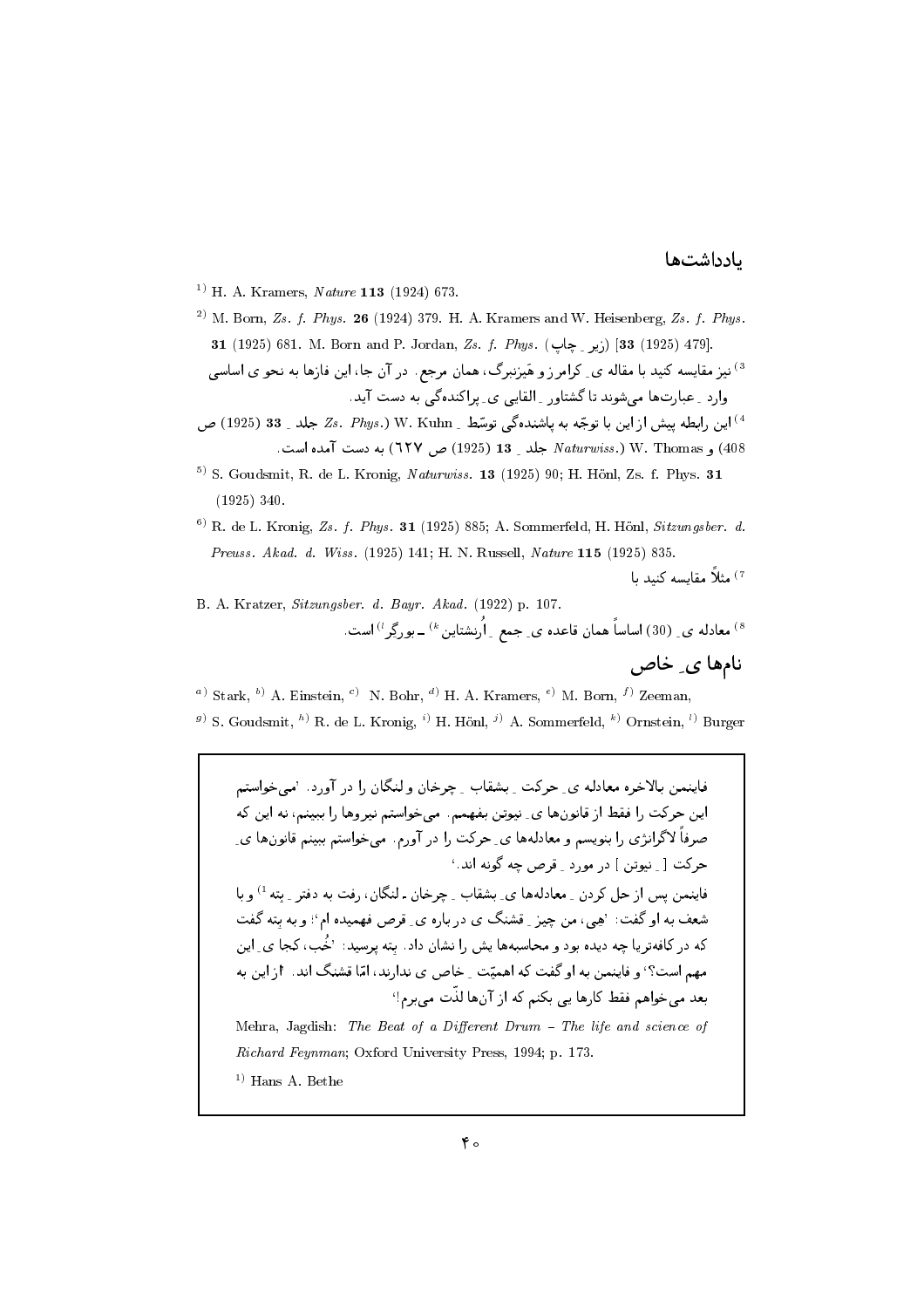## یادداشت‌ها

[1] H. A. Kramers, *Nature* **113** (1924) 673.

[2] M. Born, *Zs. f. Phys.* **26** (1924) 379. H. A. Kramers and W. Heisenberg, *Zs. f. Phys.* **31** (1925) 681. M. Born and P. Jordan, *Zs. f. Phys.* (زیر ـ چاپ) [**33** (1925) 479].

[3] نیز مقایسه کنید با مقاله ی ـ کرامرز و هَیزنبرگ، همان مرجع. در آن جا، این فازها به نحو ی اساسی وارد ـ عبارت‌ها می‌شوند تا گشتاور ـ القایی ی ـ پراکندگی به دست آید.

[4] این رابطه پیش از این با توجّه به پاشندگی توسّط ـ W. Kuhn (*Zs. Phys.* جلد ـ **33** (1925) ص 408) و W. Thomas (*Naturwiss.* جلد ـ **13** (1925) ص ٦٢٧) به دست آمده است.

[5] S. Goudsmit, R. de L. Kronig, *Naturwiss.* **13** (1925) 90; H. Hönl, Zs. f. Phys. **31** (1925) 340.

[6] R. de L. Kronig, *Zs. f. Phys.* **31** (1925) 885; A. Sommerfeld, H. Hönl, *Sitzungsber. d. Preuss. Akad. d. Wiss.* (1925) 141; H. N. Russell, *Nature* **115** (1925) 835.

[7] مثلاً مقایسه کنید با

B. A. Kratzer, *Sitzungsber. d. Bayr. Akad.* (1922) p. 107.

[8] معادله ی ـ (30) اساساً همان قاعده ی ـ جمع ـ اُرنشتاین [k] ـ بورگر [l] است.

## نام‌ها ی ـ خاص

[a] Stark, [b] A. Einstein, [c] N. Bohr, [d] H. A. Kramers, [e] M. Born, [f] Zeeman, [g] S. Goudsmit, [h] R. de L. Kronig, [i] H. Hönl, [j] A. Sommerfeld, [k] Ornstein, [l] Burger

---

فاینمن بالاخره معادله ی ـ حرکت ـ بشقاب ـ چرخان و لنگان را در آورد. 'می‌خواستم این حرکت را فقط از قانون‌ها ی ـ نیوتن بفهمم. می‌خواستم نیروها را ببینم، نه این که صرفاً لاگرانژی را بنویسم و معادله‌ها ی ـ حرکت را در آورم. می‌خواستم ببینم قانون‌ها ی ـ حرکت [ ـ نیوتن ] در مورد ـ قرص چه گونه اند.'

فاینمن پس از حل کردن ـ معادله‌ها ی ـ بشقاب ـ چرخان ـ لنگان، رفت به دفتر ـ بِته [1] و با شعف به او گفت: 'هِی، من چیز ـ قشنگ ی در باره ی ـ قرص فهمیده ام'؛ و به بِته گفت که در کافه‌تریا چه دیده بود و محاسبه‌ها یش را نشان داد. بِته پرسید: 'خُب، کجا ی ـ این مهم است؟' و فاینمن به او گفت که اهمیّت ـ خاص ی ندارند، امّا قشنگ اند. 'از این به بعد می‌خواهم فقط کارها یی بکنم که از آن‌ها لذّت می‌برم!'

Mehra, Jagdish: *The Beat of a Different Drum – The life and science of Richard Feynman*; Oxford University Press, 1994; p. 173.

[1] Hans A. Bethe